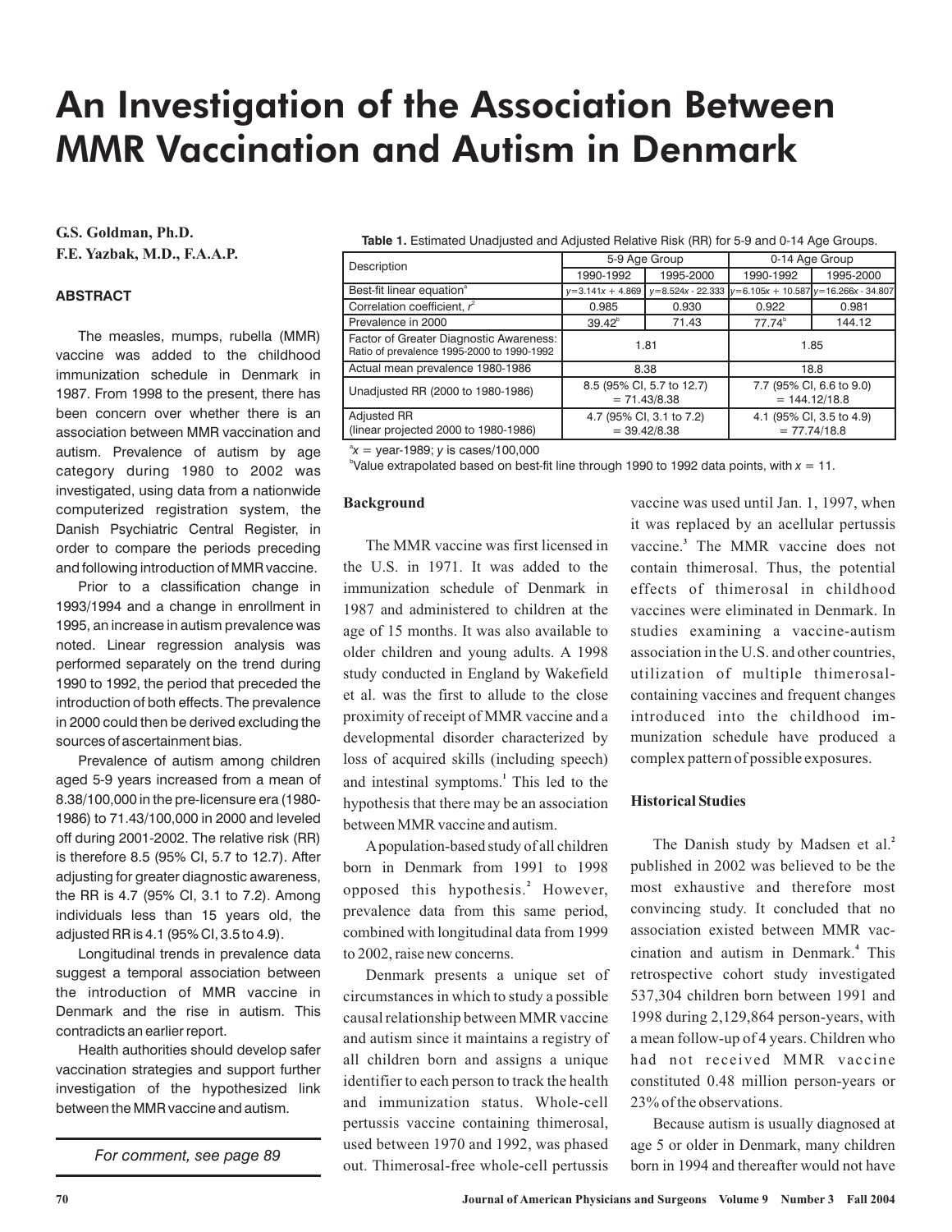# An Investigation of the Association Between MMR Vaccination and Autism in Denmark

**G.S. Goldman, Ph.D.**
**F.E. Yazbak, M.D., F.A.A.P.**

### ABSTRACT

The measles, mumps, rubella (MMR) vaccine was added to the childhood immunization schedule in Denmark in 1987. From 1998 to the present, there has been concern over whether there is an association between MMR vaccination and autism. Prevalence of autism by age category during 1980 to 2002 was investigated, using data from a nationwide computerized registration system, the Danish Psychiatric Central Register, in order to compare the periods preceding and following introduction of MMR vaccine.

Prior to a classification change in 1993/1994 and a change in enrollment in 1995, an increase in autism prevalence was noted. Linear regression analysis was performed separately on the trend during 1990 to 1992, the period that preceded the introduction of both effects. The prevalence in 2000 could then be derived excluding the sources of ascertainment bias.

Prevalence of autism among children aged 5-9 years increased from a mean of 8.38/100,000 in the pre-licensure era (1980-1986) to 71.43/100,000 in 2000 and leveled off during 2001-2002. The relative risk (RR) is therefore 8.5 (95% CI, 5.7 to 12.7). After adjusting for greater diagnostic awareness, the RR is 4.7 (95% CI, 3.1 to 7.2). Among individuals less than 15 years old, the adjusted RR is 4.1 (95% CI, 3.5 to 4.9).

Longitudinal trends in prevalence data suggest a temporal association between the introduction of MMR vaccine in Denmark and the rise in autism. This contradicts an earlier report.

Health authorities should develop safer vaccination strategies and support further investigation of the hypothesized link between the MMR vaccine and autism.

*For comment, see page 89*

**Table 1.** Estimated Unadjusted and Adjusted Relative Risk (RR) for 5-9 and 0-14 Age Groups.

| Description | 5-9 Age Group | | 0-14 Age Group | |
|---|---|---|---|---|
| | 1990-1992 | 1995-2000 | 1990-1992 | 1995-2000 |
| Best-fit linear equation[a] | $y=3.141x + 4.869$ | $y=8.524x - 22.333$ | $y=6.105x + 10.587$ | $y=16.266x - 34.807$ |
| Correlation coefficient, $r^2$ | 0.985 | 0.930 | 0.922 | 0.981 |
| Prevalence in 2000 | 39.42[b] | 71.43 | 77.74[b] | 144.12 |
| Factor of Greater Diagnostic Awareness: Ratio of prevalence 1995-2000 to 1990-1992 | 1.81 | | 1.85 | |
| Actual mean prevalence 1980-1986 | 8.38 | | 18.8 | |
| Unadjusted RR (2000 to 1980-1986) | 8.5 (95% CI, 5.7 to 12.7) = 71.43/8.38 | | 7.7 (95% CI, 6.6 to 9.0) = 144.12/18.8 | |
| Adjusted RR (linear projected 2000 to 1980-1986) | 4.7 (95% CI, 3.1 to 7.2) = 39.42/8.38 | | 4.1 (95% CI, 3.5 to 4.9) = 77.74/18.8 | |

[a] $x$ = year-1989; $y$ is cases/100,000
[b] Value extrapolated based on best-fit line through 1990 to 1992 data points, with $x = 11$.

### Background

The MMR vaccine was first licensed in the U.S. in 1971. It was added to the immunization schedule of Denmark in 1987 and administered to children at the age of 15 months. It was also available to older children and young adults. A 1998 study conducted in England by Wakefield et al. was the first to allude to the close proximity of receipt of MMR vaccine and a developmental disorder characterized by loss of acquired skills (including speech) and intestinal symptoms.[1] This led to the hypothesis that there may be an association between MMR vaccine and autism.

A population-based study of all children born in Denmark from 1991 to 1998 opposed this hypothesis.[2] However, prevalence data from this same period, combined with longitudinal data from 1999 to 2002, raise new concerns.

Denmark presents a unique set of circumstances in which to study a possible causal relationship between MMR vaccine and autism since it maintains a registry of all children born and assigns a unique identifier to each person to track the health and immunization status. Whole-cell pertussis vaccine containing thimerosal, used between 1970 and 1992, was phased out. Thimerosal-free whole-cell pertussis vaccine was used until Jan. 1, 1997, when it was replaced by an acellular pertussis vaccine.[3] The MMR vaccine does not contain thimerosal. Thus, the potential effects of thimerosal in childhood vaccines were eliminated in Denmark. In studies examining a vaccine-autism association in the U.S. and other countries, utilization of multiple thimerosal-containing vaccines and frequent changes introduced into the childhood immunization schedule have produced a complex pattern of possible exposures.

### Historical Studies

The Danish study by Madsen et al.[2] published in 2002 was believed to be the most exhaustive and therefore most convincing study. It concluded that no association existed between MMR vaccination and autism in Denmark.[4] This retrospective cohort study investigated 537,304 children born between 1991 and 1998 during 2,129,864 person-years, with a mean follow-up of 4 years. Children who had not received MMR vaccine constituted 0.48 million person-years or 23% of the observations.

Because autism is usually diagnosed at age 5 or older in Denmark, many children born in 1994 and thereafter would not have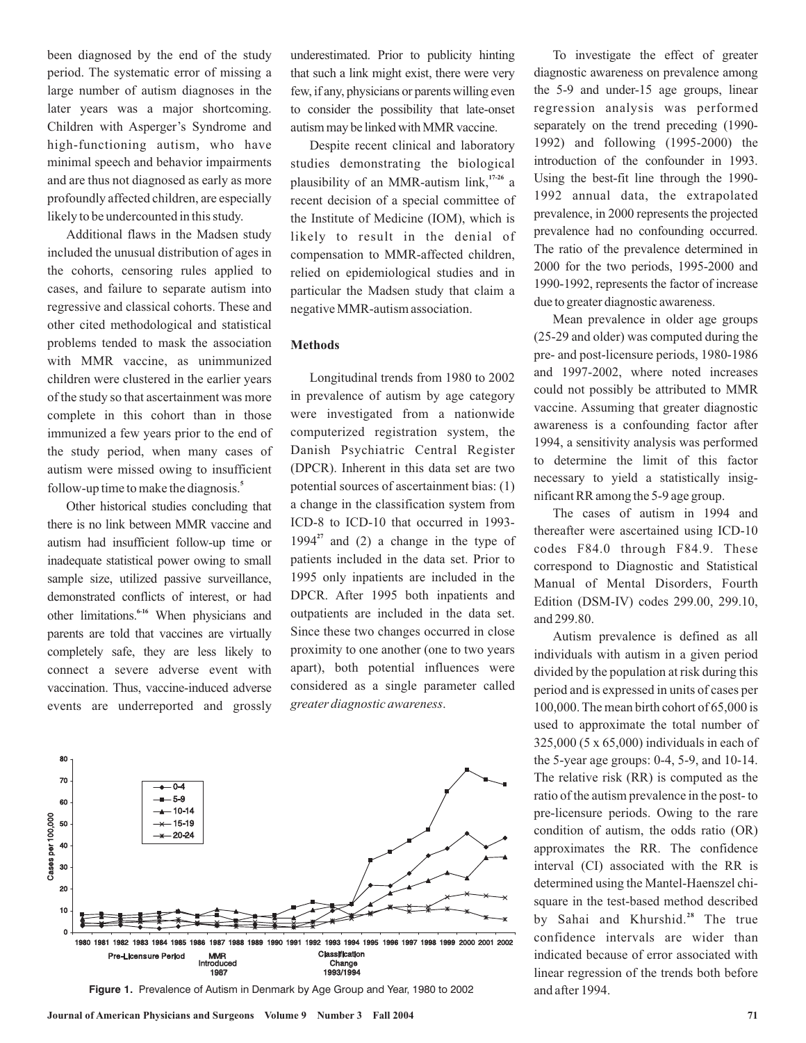been diagnosed by the end of the study period. The systematic error of missing a large number of autism diagnoses in the later years was a major shortcoming. Children with Asperger's Syndrome and high-functioning autism, who have minimal speech and behavior impairments and are thus not diagnosed as early as more profoundly affected children, are especially likely to be undercounted in this study.

Additional flaws in the Madsen study included the unusual distribution of ages in the cohorts, censoring rules applied to cases, and failure to separate autism into regressive and classical cohorts. These and other cited methodological and statistical problems tended to mask the association with MMR vaccine, as unimmunized children were clustered in the earlier years of the study so that ascertainment was more complete in this cohort than in those immunized a few years prior to the end of the study period, when many cases of autism were missed owing to insufficient follow-up time to make the diagnosis.[5]

Other historical studies concluding that there is no link between MMR vaccine and autism had insufficient follow-up time or inadequate statistical power owing to small sample size, utilized passive surveillance, demonstrated conflicts of interest, or had other limitations.[6-16] When physicians and parents are told that vaccines are virtually completely safe, they are less likely to connect a severe adverse event with vaccination. Thus, vaccine-induced adverse events are underreported and grossly underestimated. Prior to publicity hinting that such a link might exist, there were very few, if any, physicians or parents willing even to consider the possibility that late-onset autism may be linked with MMR vaccine.

Despite recent clinical and laboratory studies demonstrating the biological plausibility of an MMR-autism link,[17-26] a recent decision of a special committee of the Institute of Medicine (IOM), which is likely to result in the denial of compensation to MMR-affected children, relied on epidemiological studies and in particular the Madsen study that claim a negative MMR-autism association.

## Methods

Longitudinal trends from 1980 to 2002 in prevalence of autism by age category were investigated from a nationwide computerized registration system, the Danish Psychiatric Central Register (DPCR). Inherent in this data set are two potential sources of ascertainment bias: (1) a change in the classification system from ICD-8 to ICD-10 that occurred in 1993-1994[27] and (2) a change in the type of patients included in the data set. Prior to 1995 only inpatients are included in the DPCR. After 1995 both inpatients and outpatients are included in the data set. Since these two changes occurred in close proximity to one another (one to two years apart), both potential influences were considered as a single parameter called *greater diagnostic awareness*.

To investigate the effect of greater diagnostic awareness on prevalence among the 5-9 and under-15 age groups, linear regression analysis was performed separately on the trend preceding (1990-1992) and following (1995-2000) the introduction of the confounder in 1993. Using the best-fit line through the 1990-1992 annual data, the extrapolated prevalence, in 2000 represents the projected prevalence had no confounding occurred. The ratio of the prevalence determined in 2000 for the two periods, 1995-2000 and 1990-1992, represents the factor of increase due to greater diagnostic awareness.

Mean prevalence in older age groups (25-29 and older) was computed during the pre- and post-licensure periods, 1980-1986 and 1997-2002, where noted increases could not possibly be attributed to MMR vaccine. Assuming that greater diagnostic awareness is a confounding factor after 1994, a sensitivity analysis was performed to determine the limit of this factor necessary to yield a statistically insignificant RR among the 5-9 age group.

The cases of autism in 1994 and thereafter were ascertained using ICD-10 codes F84.0 through F84.9. These correspond to Diagnostic and Statistical Manual of Mental Disorders, Fourth Edition (DSM-IV) codes 299.00, 299.10, and 299.80.

Autism prevalence is defined as all individuals with autism in a given period divided by the population at risk during this period and is expressed in units of cases per 100,000. The mean birth cohort of 65,000 is used to approximate the total number of 325,000 (5 x 65,000) individuals in each of the 5-year age groups: 0-4, 5-9, and 10-14. The relative risk (RR) is computed as the ratio of the autism prevalence in the post- to pre-licensure periods. Owing to the rare condition of autism, the odds ratio (OR) approximates the RR. The confidence interval (CI) associated with the RR is determined using the Mantel-Haenszel chi-square in the test-based method described by Sahai and Khurshid.[28] The true confidence intervals are wider than indicated because of error associated with linear regression of the trends both before and after 1994.

**Figure 1.** Prevalence of Autism in Denmark by Age Group and Year, 1980 to 2002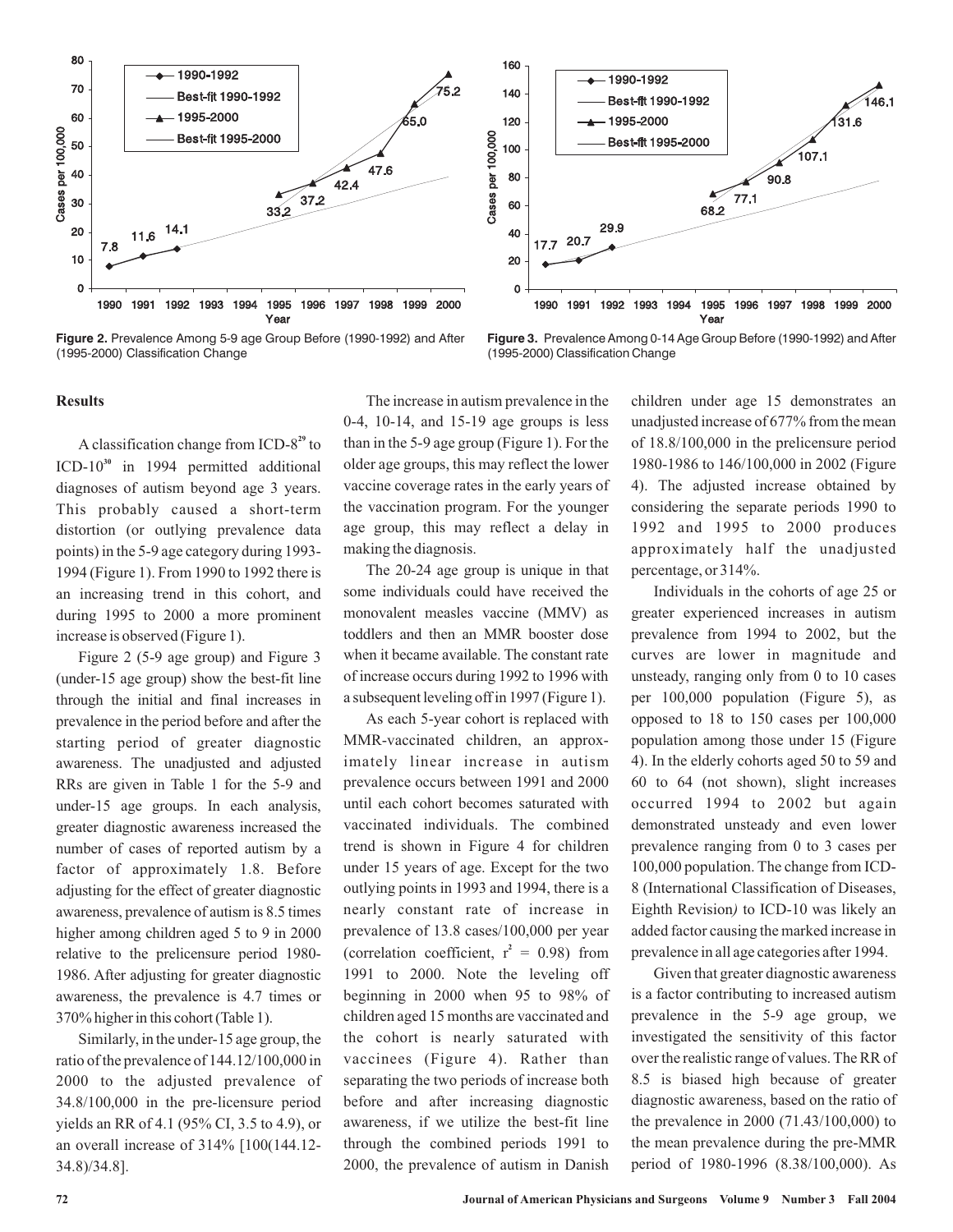**Figure 2.** Prevalence Among 5-9 age Group Before (1990-1992) and After (1995-2000) Classification Change

**Figure 3.** Prevalence Among 0-14 Age Group Before (1990-1992) and After (1995-2000) Classification Change

## Results

A classification change from ICD-8[29] to ICD-10[30] in 1994 permitted additional diagnoses of autism beyond age 3 years. This probably caused a short-term distortion (or outlying prevalence data points) in the 5-9 age category during 1993-1994 (Figure 1). From 1990 to 1992 there is an increasing trend in this cohort, and during 1995 to 2000 a more prominent increase is observed (Figure 1).

Figure 2 (5-9 age group) and Figure 3 (under-15 age group) show the best-fit line through the initial and final increases in prevalence in the period before and after the starting period of greater diagnostic awareness. The unadjusted and adjusted RRs are given in Table 1 for the 5-9 and under-15 age groups. In each analysis, greater diagnostic awareness increased the number of cases of reported autism by a factor of approximately 1.8. Before adjusting for the effect of greater diagnostic awareness, prevalence of autism is 8.5 times higher among children aged 5 to 9 in 2000 relative to the prelicensure period 1980-1986. After adjusting for greater diagnostic awareness, the prevalence is 4.7 times or 370% higher in this cohort (Table 1).

Similarly, in the under-15 age group, the ratio of the prevalence of 144.12/100,000 in 2000 to the adjusted prevalence of 34.8/100,000 in the pre-licensure period yields an RR of 4.1 (95% CI, 3.5 to 4.9), or an overall increase of 314% [100(144.12-34.8)/34.8].

The increase in autism prevalence in the 0-4, 10-14, and 15-19 age groups is less than in the 5-9 age group (Figure 1). For the older age groups, this may reflect the lower vaccine coverage rates in the early years of the vaccination program. For the younger age group, this may reflect a delay in making the diagnosis.

The 20-24 age group is unique in that some individuals could have received the monovalent measles vaccine (MMV) as toddlers and then an MMR booster dose when it became available. The constant rate of increase occurs during 1992 to 1996 with a subsequent leveling off in 1997 (Figure 1).

As each 5-year cohort is replaced with MMR-vaccinated children, an approximately linear increase in autism prevalence occurs between 1991 and 2000 until each cohort becomes saturated with vaccinated individuals. The combined trend is shown in Figure 4 for children under 15 years of age. Except for the two outlying points in 1993 and 1994, there is a nearly constant rate of increase in prevalence of 13.8 cases/100,000 per year (correlation coefficient, $r^2 = 0.98$) from 1991 to 2000. Note the leveling off beginning in 2000 when 95 to 98% of children aged 15 months are vaccinated and the cohort is nearly saturated with vaccinees (Figure 4). Rather than separating the two periods of increase both before and after increasing diagnostic awareness, if we utilize the best-fit line through the combined periods 1991 to 2000, the prevalence of autism in Danish children under age 15 demonstrates an unadjusted increase of 677% from the mean of 18.8/100,000 in the prelicensure period 1980-1986 to 146/100,000 in 2002 (Figure 4). The adjusted increase obtained by considering the separate periods 1990 to 1992 and 1995 to 2000 produces approximately half the unadjusted percentage, or 314%.

Individuals in the cohorts of age 25 or greater experienced increases in autism prevalence from 1994 to 2002, but the curves are lower in magnitude and unsteady, ranging only from 0 to 10 cases per 100,000 population (Figure 5), as opposed to 18 to 150 cases per 100,000 population among those under 15 (Figure 4). In the elderly cohorts aged 50 to 59 and 60 to 64 (not shown), slight increases occurred 1994 to 2002 but again demonstrated unsteady and even lower prevalence ranging from 0 to 3 cases per 100,000 population. The change from ICD-8 (International Classification of Diseases, Eighth Revision*)* to ICD-10 was likely an added factor causing the marked increase in prevalence in all age categories after 1994.

Given that greater diagnostic awareness is a factor contributing to increased autism prevalence in the 5-9 age group, we investigated the sensitivity of this factor over the realistic range of values. The RR of 8.5 is biased high because of greater diagnostic awareness, based on the ratio of the prevalence in 2000 (71.43/100,000) to the mean prevalence during the pre-MMR period of 1980-1996 (8.38/100,000). As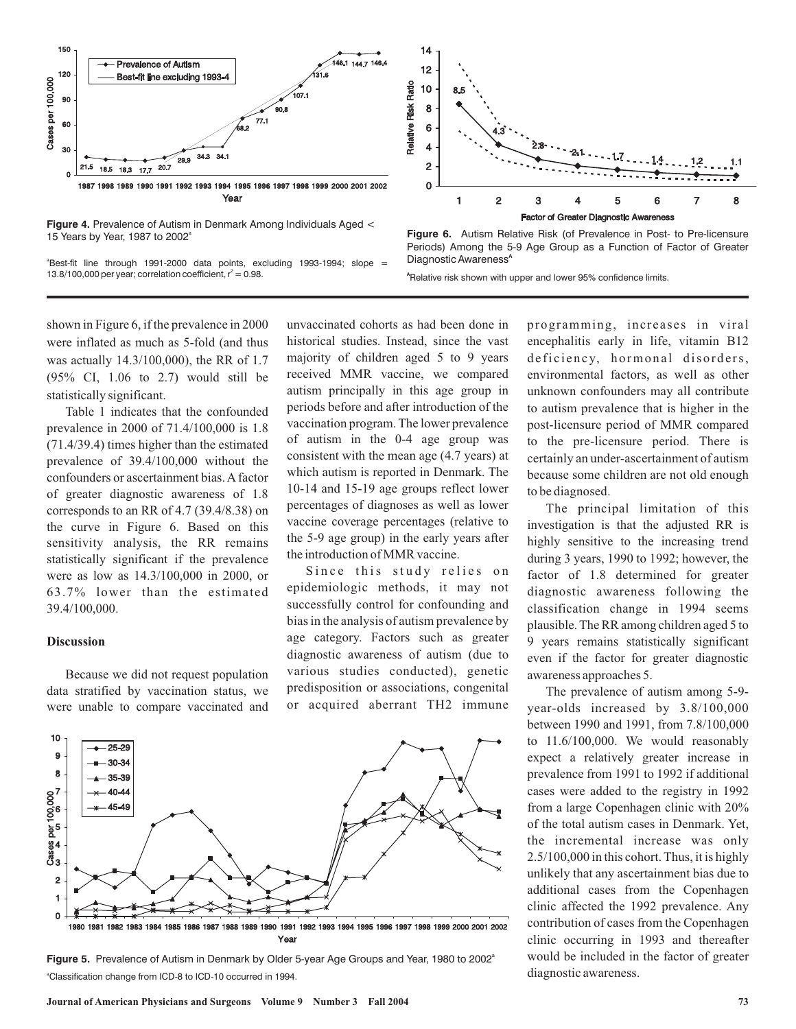Figure 4. Prevalence of Autism in Denmark Among Individuals Aged < 15 Years by Year, 1987 to 2002[a]

[a]Best-fit line through 1991-2000 data points, excluding 1993-1994; slope = 13.8/100,000 per year; correlation coefficient, $r^2 = 0.98$.

Figure 6. Autism Relative Risk (of Prevalence in Post- to Pre-licensure Periods) Among the 5-9 Age Group as a Function of Factor of Greater Diagnostic Awareness[A]

[A]Relative risk shown with upper and lower 95% confidence limits.

shown in Figure 6, if the prevalence in 2000 were inflated as much as 5-fold (and thus was actually 14.3/100,000), the RR of 1.7 (95% CI, 1.06 to 2.7) would still be statistically significant.

Table 1 indicates that the confounded prevalence in 2000 of 71.4/100,000 is 1.8 (71.4/39.4) times higher than the estimated prevalence of 39.4/100,000 without the confounders or ascertainment bias. A factor of greater diagnostic awareness of 1.8 corresponds to an RR of 4.7 (39.4/8.38) on the curve in Figure 6. Based on this sensitivity analysis, the RR remains statistically significant if the prevalence were as low as 14.3/100,000 in 2000, or 63.7% lower than the estimated 39.4/100,000.

## Discussion

Because we did not request population data stratified by vaccination status, we were unable to compare vaccinated and unvaccinated cohorts as had been done in historical studies. Instead, since the vast majority of children aged 5 to 9 years received MMR vaccine, we compared autism principally in this age group in periods before and after introduction of the vaccination program. The lower prevalence of autism in the 0-4 age group was consistent with the mean age (4.7 years) at which autism is reported in Denmark. The 10-14 and 15-19 age groups reflect lower percentages of diagnoses as well as lower vaccine coverage percentages (relative to the 5-9 age group) in the early years after the introduction of MMR vaccine.

Since this study relies on epidemiologic methods, it may not successfully control for confounding and bias in the analysis of autism prevalence by age category. Factors such as greater diagnostic awareness of autism (due to various studies conducted), genetic predisposition or associations, congenital or acquired aberrant TH2 immune programming, increases in viral encephalitis early in life, vitamin B12 deficiency, hormonal disorders, environmental factors, as well as other unknown confounders may all contribute to autism prevalence that is higher in the post-licensure period of MMR compared to the pre-licensure period. There is certainly an under-ascertainment of autism because some children are not old enough to be diagnosed.

The principal limitation of this investigation is that the adjusted RR is highly sensitive to the increasing trend during 3 years, 1990 to 1992; however, the factor of 1.8 determined for greater diagnostic awareness following the classification change in 1994 seems plausible. The RR among children aged 5 to 9 years remains statistically significant even if the factor for greater diagnostic awareness approaches 5.

The prevalence of autism among 5-9-year-olds increased by 3.8/100,000 between 1990 and 1991, from 7.8/100,000 to 11.6/100,000. We would reasonably expect a relatively greater increase in prevalence from 1991 to 1992 if additional cases were added to the registry in 1992 from a large Copenhagen clinic with 20% of the total autism cases in Denmark. Yet, the incremental increase was only 2.5/100,000 in this cohort. Thus, it is highly unlikely that any ascertainment bias due to additional cases from the Copenhagen clinic affected the 1992 prevalence. Any contribution of cases from the Copenhagen clinic occurring in 1993 and thereafter would be included in the factor of greater diagnostic awareness.

Figure 5. Prevalence of Autism in Denmark by Older 5-year Age Groups and Year, 1980 to 2002[a]

[a]Classification change from ICD-8 to ICD-10 occurred in 1994.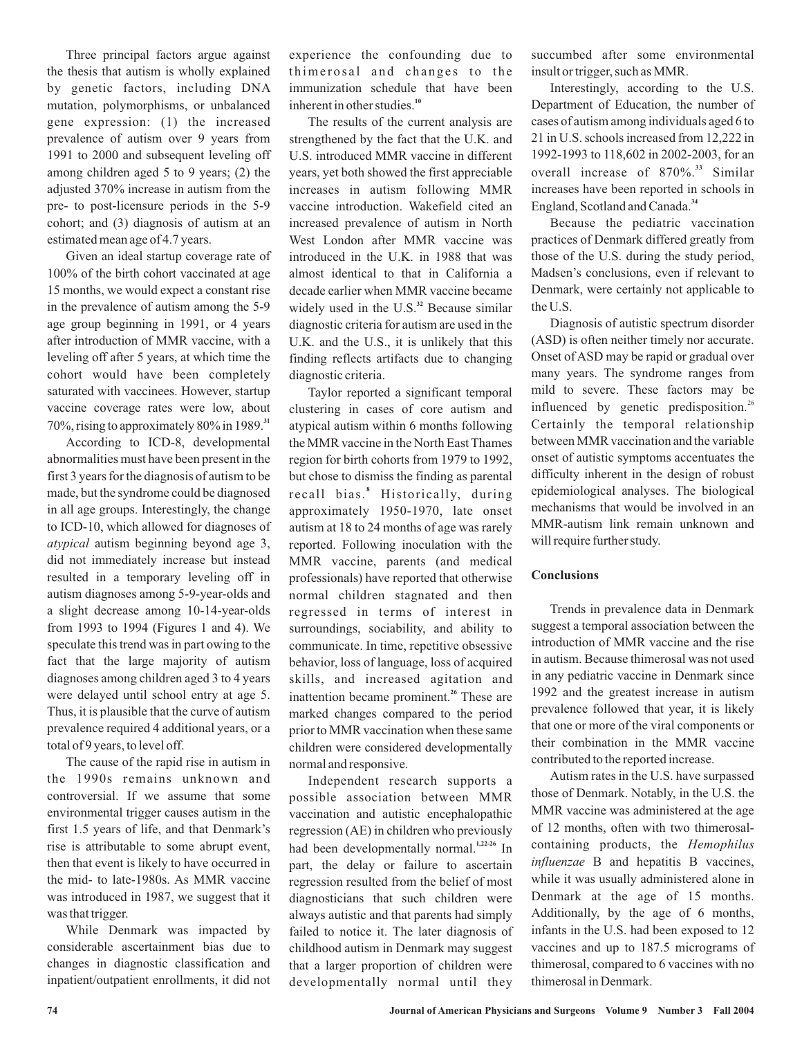Three principal factors argue against the thesis that autism is wholly explained by genetic factors, including DNA mutation, polymorphisms, or unbalanced gene expression: (1) the increased prevalence of autism over 9 years from 1991 to 2000 and subsequent leveling off among children aged 5 to 9 years; (2) the adjusted 370% increase in autism from the pre- to post-licensure periods in the 5-9 cohort; and (3) diagnosis of autism at an estimated mean age of 4.7 years.

Given an ideal startup coverage rate of 100% of the birth cohort vaccinated at age 15 months, we would expect a constant rise in the prevalence of autism among the 5-9 age group beginning in 1991, or 4 years after introduction of MMR vaccine, with a leveling off after 5 years, at which time the cohort would have been completely saturated with vaccinees. However, startup vaccine coverage rates were low, about 70%, rising to approximately 80% in 1989.[31]

According to ICD-8, developmental abnormalities must have been present in the first 3 years for the diagnosis of autism to be made, but the syndrome could be diagnosed in all age groups. Interestingly, the change to ICD-10, which allowed for diagnoses of *atypical* autism beginning beyond age 3, did not immediately increase but instead resulted in a temporary leveling off in autism diagnoses among 5-9-year-olds and a slight decrease among 10-14-year-olds from 1993 to 1994 (Figures 1 and 4). We speculate this trend was in part owing to the fact that the large majority of autism diagnoses among children aged 3 to 4 years were delayed until school entry at age 5. Thus, it is plausible that the curve of autism prevalence required 4 additional years, or a total of 9 years, to level off.

The cause of the rapid rise in autism in the 1990s remains unknown and controversial. If we assume that some environmental trigger causes autism in the first 1.5 years of life, and that Denmark's rise is attributable to some abrupt event, then that event is likely to have occurred in the mid- to late-1980s. As MMR vaccine was introduced in 1987, we suggest that it was that trigger.

While Denmark was impacted by considerable ascertainment bias due to changes in diagnostic classification and inpatient/outpatient enrollments, it did not experience the confounding due to thimerosal and changes to the immunization schedule that have been inherent in other studies.[10]

The results of the current analysis are strengthened by the fact that the U.K. and U.S. introduced MMR vaccine in different years, yet both showed the first appreciable increases in autism following MMR vaccine introduction. Wakefield cited an increased prevalence of autism in North West London after MMR vaccine was introduced in the U.K. in 1988 that was almost identical to that in California a decade earlier when MMR vaccine became widely used in the U.S.[32] Because similar diagnostic criteria for autism are used in the U.K. and the U.S., it is unlikely that this finding reflects artifacts due to changing diagnostic criteria.

Taylor reported a significant temporal clustering in cases of core autism and atypical autism within 6 months following the MMR vaccine in the North East Thames region for birth cohorts from 1979 to 1992, but chose to dismiss the finding as parental recall bias.[8] Historically, during approximately 1950-1970, late onset autism at 18 to 24 months of age was rarely reported. Following inoculation with the MMR vaccine, parents (and medical professionals) have reported that otherwise normal children stagnated and then regressed in terms of interest in surroundings, sociability, and ability to communicate. In time, repetitive obsessive behavior, loss of language, loss of acquired skills, and increased agitation and inattention became prominent.[26] These are marked changes compared to the period prior to MMR vaccination when these same children were considered developmentally normal and responsive.

Independent research supports a possible association between MMR vaccination and autistic encephalopathic regression (AE) in children who previously had been developmentally normal.[1,22-26] In part, the delay or failure to ascertain regression resulted from the belief of most diagnosticians that such children were always autistic and that parents had simply failed to notice it. The later diagnosis of childhood autism in Denmark may suggest that a larger proportion of children were developmentally normal until they succumbed after some environmental insult or trigger, such as MMR.

Interestingly, according to the U.S. Department of Education, the number of cases of autism among individuals aged 6 to 21 in U.S. schools increased from 12,222 in 1992-1993 to 118,602 in 2002-2003, for an overall increase of 870%.[33] Similar increases have been reported in schools in England, Scotland and Canada.[34]

Because the pediatric vaccination practices of Denmark differed greatly from those of the U.S. during the study period, Madsen's conclusions, even if relevant to Denmark, were certainly not applicable to the U.S.

Diagnosis of autistic spectrum disorder (ASD) is often neither timely nor accurate. Onset of ASD may be rapid or gradual over many years. The syndrome ranges from mild to severe. These factors may be influenced by genetic predisposition.[26] Certainly the temporal relationship between MMR vaccination and the variable onset of autistic symptoms accentuates the difficulty inherent in the design of robust epidemiological analyses. The biological mechanisms that would be involved in an MMR-autism link remain unknown and will require further study.

## Conclusions

Trends in prevalence data in Denmark suggest a temporal association between the introduction of MMR vaccine and the rise in autism. Because thimerosal was not used in any pediatric vaccine in Denmark since 1992 and the greatest increase in autism prevalence followed that year, it is likely that one or more of the viral components or their combination in the MMR vaccine contributed to the reported increase.

Autism rates in the U.S. have surpassed those of Denmark. Notably, in the U.S. the MMR vaccine was administered at the age of 12 months, often with two thimerosal-containing products, the *Hemophilus influenzae* B and hepatitis B vaccines, while it was usually administered alone in Denmark at the age of 15 months. Additionally, by the age of 6 months, infants in the U.S. had been exposed to 12 vaccines and up to 187.5 micrograms of thimerosal, compared to 6 vaccines with no thimerosal in Denmark.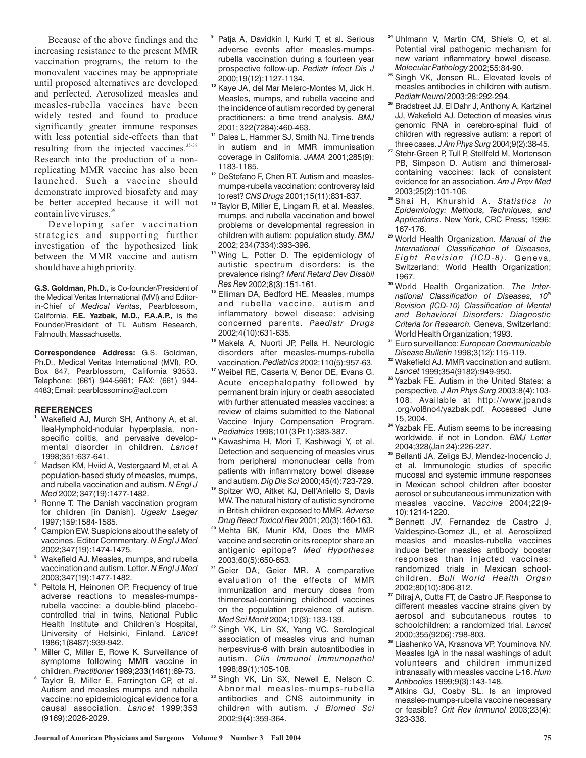Because of the above findings and the increasing resistance to the present MMR vaccination programs, the return to the monovalent vaccines may be appropriate until proposed alternatives are developed and perfected. Aerosolized measles and measles-rubella vaccines have been widely tested and found to produce significantly greater immune responses with less potential side-effects than that resulting from the injected vaccines.[35-38] Research into the production of a non-replicating MMR vaccine has also been launched. Such a vaccine should demonstrate improved biosafety and may be better accepted because it will not contain live viruses.[39]

Developing safer vaccination strategies and supporting further investigation of the hypothesized link between the MMR vaccine and autism should have a high priority.

**G.S. Goldman, Ph.D.,** is Co-founder/President of the Medical Veritas International (MVI) and Editor-in-Chief of *Medical Veritas*, Pearblossom, California. **F.E. Yazbak, M.D., F.A.A.P.,** is the Founder/President of TL Autism Research, Falmouth, Massachusetts.

**Correspondence Address:** G.S. Goldman, Ph.D., Medical Veritas International (MVI), P.O. Box 847, Pearblossom, California 93553. Telephone: (661) 944-5661; FAX: (661) 944-4483; Email: pearblossominc@aol.com

## REFERENCES

1. Wakefield AJ, Murch SH, Anthony A, et al. Ileal-lymphoid-nodular hyperplasia, non-specific colitis, and pervasive developmental disorder in children. *Lancet* 1998;351:637-641.
2. Madsen KM, Hviid A, Vestergaard M, et al. A population-based study of measles, mumps, and rubella vaccination and autism. *N Engl J Med* 2002; 347(19):1477-1482.
3. Ronne T. The Danish vaccination program for children [in Danish]. *Ugeskr Laeger* 1997;159:1584-1585.
4. Campion EW. Suspicions about the safety of vaccines. Editor Commentary. *N Engl J Med* 2002;347(19):1474-1475.
5. Wakefield AJ. Measles, mumps, and rubella vaccination and autism. Letter. *N Engl J Med* 2003;347(19):1477-1482.
6. Peltola H, Heinonen OP. Frequency of true adverse reactions to measles-mumps-rubella vaccine: a double-blind placebo-controlled trial in twins, National Public Health Institute and Children's Hospital, University of Helsinki, Finland. *Lancet* 1986;1(8487):939-942.
7. Miller C, Miller E, Rowe K. Surveillance of symptoms following MMR vaccine in children. *Practitioner* 1989;233(1461):69-73.
8. Taylor B, Miller E, Farrington CP, et al. Autism and measles mumps and rubella vaccine: no epidemiological evidence for a causal association. *Lancet* 1999;353 (9169):2026-2029.
9. Patja A, Davidkin I, Kurki T, et al. Serious adverse events after measles-mumps-rubella vaccination during a fourteen year prospective follow-up. *Pediatr Infect Dis J* 2000;19(12):1127-1134.
10. Kaye JA, del Mar Melero-Montes M, Jick H. Measles, mumps, and rubella vaccine and the incidence of autism recorded by general practitioners: a time trend analysis. *BMJ* 2001; 322(7284):460-463.
11. Dales L, Hammer SJ, Smith NJ. Time trends in autism and in MMR immunisation coverage in California. *JAMA* 2001;285(9): 1183-1185.
12. DeStefano F, Chen RT. Autism and measles-mumps-rubella vaccination: controversy laid to rest? *CNS Drugs* 2001;15(11):831-837.
13. Taylor B, Miller E, Lingam R, et al. Measles, mumps, and rubella vaccination and bowel problems or developmental regression in children with autism: population study. *BMJ* 2002; 234(7334):393-396.
14. Wing L, Potter D. The epidemiology of autistic spectrum disorders: is the prevalence rising? *Ment Retard Dev Disabil Res Rev* 2002;8(3):151-161.
15. Elliman DA, Bedford HE. Measles, mumps and rubella vaccine, autism and inflammatory bowel disease: advising concerned parents. *Paediatr Drugs* 2002;4(10):631-635.
16. Makela A, Nuorti JP, Pella H. Neurologic disorders after measles-mumps-rubella vaccination. *Pediatrics* 2002;110(5):957-63.
17. Weibel RE, Caserta V, Benor DE, Evans G. Acute encephalopathy followed by permanent brain injury or death associated with further attenuated measles vaccines: a review of claims submitted to the National Vaccine Injury Compensation Program. *Pediatrics* 1998;101(3 Pt 1):383-387.
18. Kawashima H, Mori T, Kashiwagi Y, et al. Detection and sequencing of measles virus from peripheral mononuclear cells from patients with inflammatory bowel disease and autism. *Dig Dis Sci* 2000;45(4):723-729.
19. Spitzer WO, Aitket KJ, Dell'Aniello S, Davis MW. The natural history of autistic syndrome in British children exposed to MMR. *Adverse Drug React Toxicol Rev* 2001; 20(3):160-163.
20. Mehta BK, Munir KM, Does the MMR vaccine and secretin or its receptor share an antigenic epitope? *Med Hypotheses* 2003;60(5):650-653.
21. Geier DA, Geier MR. A comparative evaluation of the effects of MMR immunization and mercury doses from thimerosal-containing childhood vaccines on the population prevalence of autism. *Med Sci Monit* 2004;10(3): 133-139.
22. Singh VK, Lin SX, Yang VC. Serological association of measles virus and human herpesvirus-6 with brain autoantibodies in autism. *Clin Immunol Immunopathol* 1998;89(1):105-108.
23. Singh VK, Lin SX, Newell E, Nelson C. Abnormal measles-mumps-rubella antibodies and CNS autoimmunity in children with autism. *J Biomed Sci* 2002;9(4):359-364.
24. Uhlmann V, Martin CM, Shiels O, et al. Potential viral pathogenic mechanism for new variant inflammatory bowel disease. *Molecular Pathology* 2002;55:84-90.
25. Singh VK, Jensen RL. Elevated levels of measles antibodies in children with autism. *Pediatr Neurol* 2003;28:292-294.
26. Bradstreet JJ, El Dahr J, Anthony A, Kartzinel JJ, Wakefield AJ. Detection of measles virus genomic RNA in cerebro-spinal fluid of children with regressive autism: a report of three cases. *J Am Phys Surg* 2004;9(2):38-45.
27. Stehr-Green P, Tull P, Stellfeld M, Mortenson PB, Simpson D. Autism and thimerosal-containing vaccines: lack of consistent evidence for an association. *Am J Prev Med* 2003;25(2):101-106.
28. Shai H, Khurshid A. *Statistics in Epidemiology: Methods, Techniques, and Applications*. New York, CRC Press; 1996: 167-176.
29. World Health Organization. *Manual of the International Classification of Diseases, Eight Revision (ICD-8)*. Geneva, Switzerland: World Health Organization; 1967.
30. World Health Organization. *The International Classification of Diseases, 10th Revision (ICD-10) Classification of Mental and Behavioral Disorders: Diagnostic Criteria for Research.* Geneva, Switzerland: World Health Organization; 1993.
31. Euro surveillance: *European Communicable Disease Bulletin* 1998;3(12):115-119.
32. Wakefield AJ. MMR vaccination and autism. *Lancet* 1999;354(9182):949-950.
33. Yazbak FE. Autism in the United States: a perspective. *J Am Phys Surg* 2003:8(4):103-108. Available at http://www.jpands.org/vol8no4/yazbak.pdf. Accessed June 15, 2004.
34. Yazbak FE. Autism seems to be increasing worldwide, if not in London. *BMJ Letter* 2004;328(Jan 24):226-227.
35. Bellanti JA, Zeligs BJ, Mendez-Inocencio J, et al. Immunologic studies of specific mucosal and systemic immune responses in Mexican school children after booster aerosol or subcutaneous immunization with measles vaccine. *Vaccine* 2004;22(9-10):1214-1220.
36. Bennett JV, Fernandez de Castro J, Valdespino-Gomez JL, et al. Aerosolized measles and measles-rubella vaccines induce better measles antibody booster responses than injected vaccines: randomized trials in Mexican schoolchildren. *Bull World Health Organ* 2002;80(10):806-812.
37. Dilraj A, Cutts FT, de Castro JF. Response to different measles vaccine strains given by aerosol and subcutaneous routes to schoolchildren: a randomized trial. *Lancet* 2000;355(9206):798-803.
38. Liashenko VA, Krasnova VP, Youminova NV. Measles IgA in the nasal washings of adult volunteers and children immunized intranasally with measles vaccine L-16. *Hum Antibodies* 1999;9(3):143-148.
39. Atkins GJ, Cosby SL. Is an improved measles-mumps-rubella vaccine necessary or feasible? *Crit Rev Immunol* 2003;23(4): 323-338.